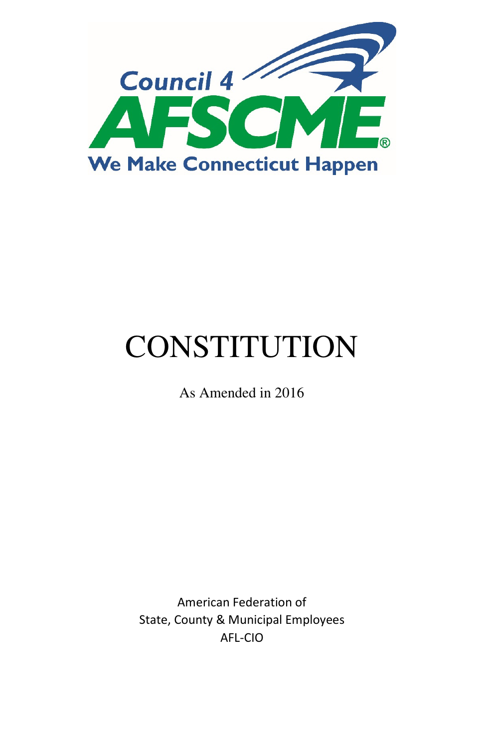Council 4

AFSCME®

We Make Connecticut Happen

# CONSTITUTION

As Amended in 2016

American Federation of
State, County & Municipal Employees
AFL-CIO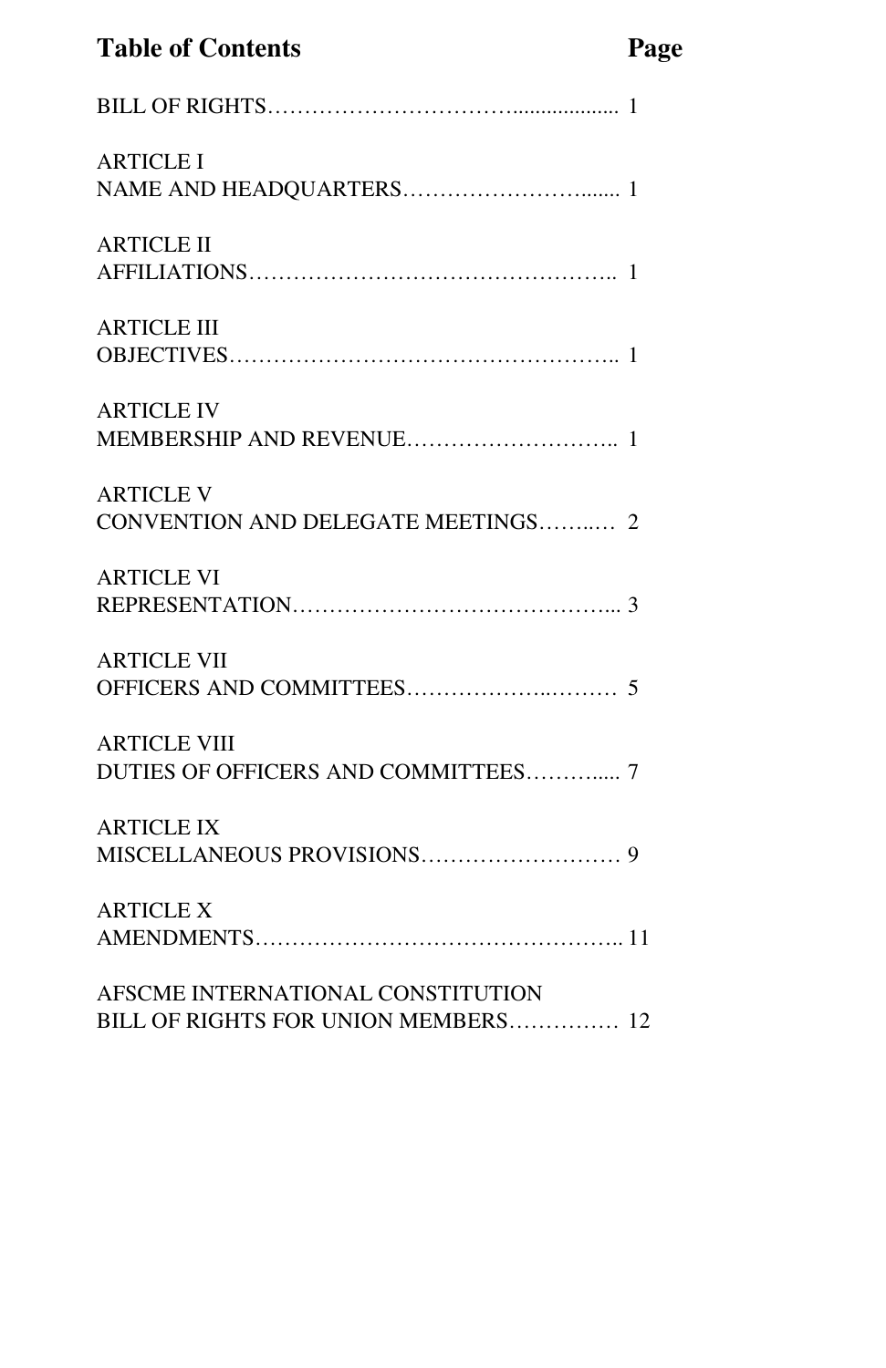# Table of Contents

| Section | Page |
|---|---|
| BILL OF RIGHTS | 1 |
| ARTICLE I<br>NAME AND HEADQUARTERS | 1 |
| ARTICLE II<br>AFFILIATIONS | 1 |
| ARTICLE III<br>OBJECTIVES | 1 |
| ARTICLE IV<br>MEMBERSHIP AND REVENUE | 1 |
| ARTICLE V<br>CONVENTION AND DELEGATE MEETINGS | 2 |
| ARTICLE VI<br>REPRESENTATION | 3 |
| ARTICLE VII<br>OFFICERS AND COMMITTEES | 5 |
| ARTICLE VIII<br>DUTIES OF OFFICERS AND COMMITTEES | 7 |
| ARTICLE IX<br>MISCELLANEOUS PROVISIONS | 9 |
| ARTICLE X<br>AMENDMENTS | 11 |
| AFSCME INTERNATIONAL CONSTITUTION<br>BILL OF RIGHTS FOR UNION MEMBERS | 12 |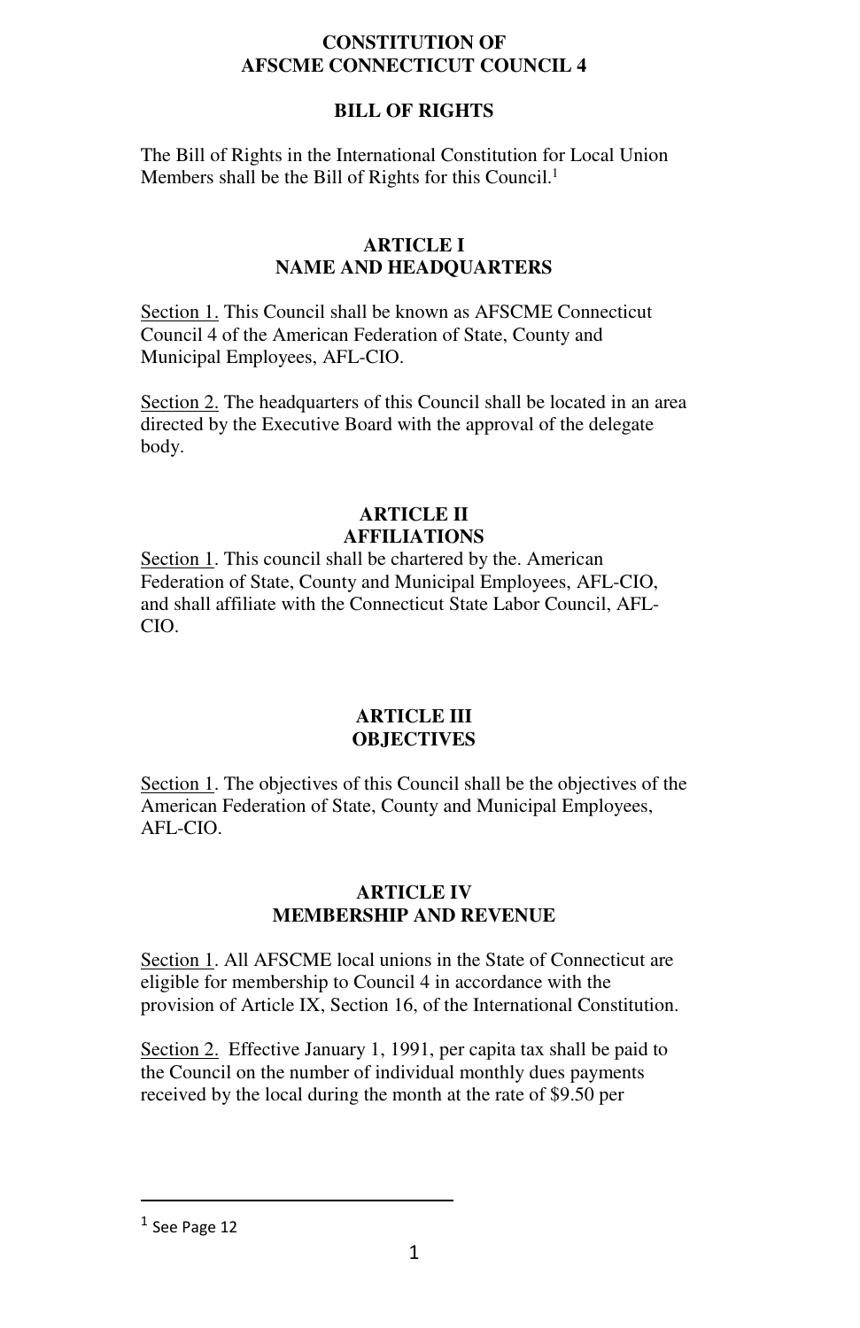# CONSTITUTION OF
# AFSCME CONNECTICUT COUNCIL 4

## BILL OF RIGHTS

The Bill of Rights in the International Constitution for Local Union Members shall be the Bill of Rights for this Council.[1]

## ARTICLE I
## NAME AND HEADQUARTERS

Section 1. This Council shall be known as AFSCME Connecticut Council 4 of the American Federation of State, County and Municipal Employees, AFL-CIO.

Section 2. The headquarters of this Council shall be located in an area directed by the Executive Board with the approval of the delegate body.

## ARTICLE II
## AFFILIATIONS

Section 1. This council shall be chartered by the. American Federation of State, County and Municipal Employees, AFL-CIO, and shall affiliate with the Connecticut State Labor Council, AFL-CIO.

## ARTICLE III
## OBJECTIVES

Section 1. The objectives of this Council shall be the objectives of the American Federation of State, County and Municipal Employees, AFL-CIO.

## ARTICLE IV
## MEMBERSHIP AND REVENUE

Section 1. All AFSCME local unions in the State of Connecticut are eligible for membership to Council 4 in accordance with the provision of Article IX, Section 16, of the International Constitution.

Section 2. Effective January 1, 1991, per capita tax shall be paid to the Council on the number of individual monthly dues payments received by the local during the month at the rate of $9.50 per

---

[1] See Page 12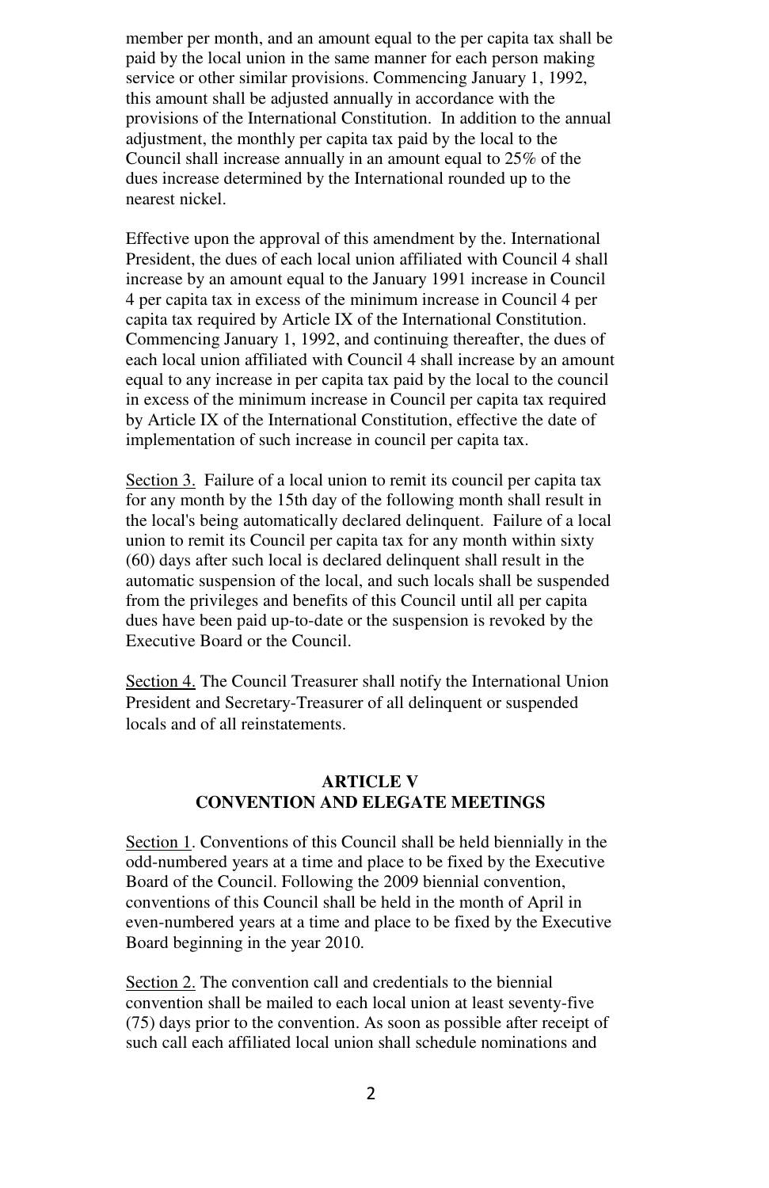member per month, and an amount equal to the per capita tax shall be paid by the local union in the same manner for each person making service or other similar provisions. Commencing January 1, 1992, this amount shall be adjusted annually in accordance with the provisions of the International Constitution. In addition to the annual adjustment, the monthly per capita tax paid by the local to the Council shall increase annually in an amount equal to 25% of the dues increase determined by the International rounded up to the nearest nickel.

Effective upon the approval of this amendment by the. International President, the dues of each local union affiliated with Council 4 shall increase by an amount equal to the January 1991 increase in Council 4 per capita tax in excess of the minimum increase in Council 4 per capita tax required by Article IX of the International Constitution. Commencing January 1, 1992, and continuing thereafter, the dues of each local union affiliated with Council 4 shall increase by an amount equal to any increase in per capita tax paid by the local to the council in excess of the minimum increase in Council per capita tax required by Article IX of the International Constitution, effective the date of implementation of such increase in council per capita tax.

Section 3. Failure of a local union to remit its council per capita tax for any month by the 15th day of the following month shall result in the local's being automatically declared delinquent. Failure of a local union to remit its Council per capita tax for any month within sixty (60) days after such local is declared delinquent shall result in the automatic suspension of the local, and such locals shall be suspended from the privileges and benefits of this Council until all per capita dues have been paid up-to-date or the suspension is revoked by the Executive Board or the Council.

Section 4. The Council Treasurer shall notify the International Union President and Secretary-Treasurer of all delinquent or suspended locals and of all reinstatements.

## ARTICLE V
## CONVENTION AND ELEGATE MEETINGS

Section 1. Conventions of this Council shall be held biennially in the odd-numbered years at a time and place to be fixed by the Executive Board of the Council. Following the 2009 biennial convention, conventions of this Council shall be held in the month of April in even-numbered years at a time and place to be fixed by the Executive Board beginning in the year 2010.

Section 2. The convention call and credentials to the biennial convention shall be mailed to each local union at least seventy-five (75) days prior to the convention. As soon as possible after receipt of such call each affiliated local union shall schedule nominations and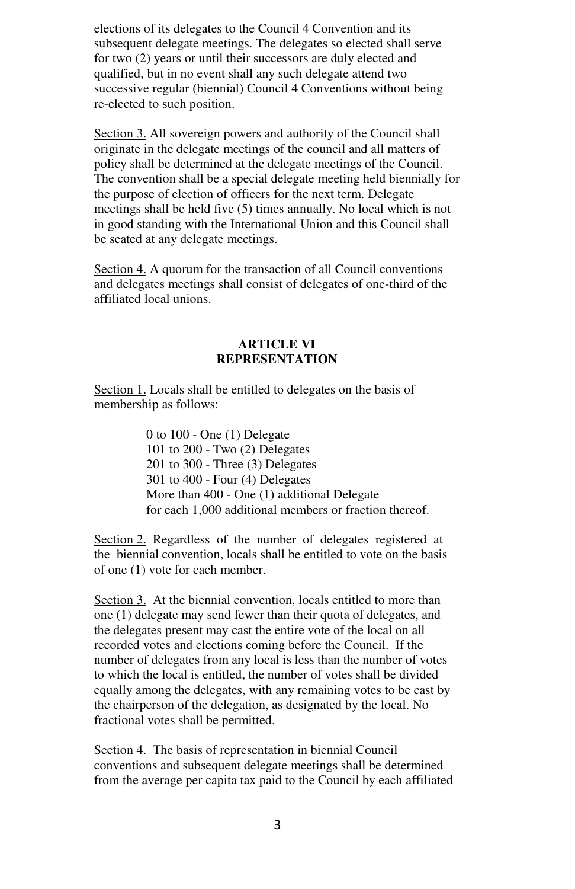elections of its delegates to the Council 4 Convention and its subsequent delegate meetings. The delegates so elected shall serve for two (2) years or until their successors are duly elected and qualified, but in no event shall any such delegate attend two successive regular (biennial) Council 4 Conventions without being re-elected to such position.

<u>Section 3.</u> All sovereign powers and authority of the Council shall originate in the delegate meetings of the council and all matters of policy shall be determined at the delegate meetings of the Council. The convention shall be a special delegate meeting held biennially for the purpose of election of officers for the next term. Delegate meetings shall be held five (5) times annually. No local which is not in good standing with the International Union and this Council shall be seated at any delegate meetings.

<u>Section 4.</u> A quorum for the transaction of all Council conventions and delegates meetings shall consist of delegates of one-third of the affiliated local unions.

## ARTICLE VI
## REPRESENTATION

<u>Section 1.</u> Locals shall be entitled to delegates on the basis of membership as follows:

> 0 to 100 - One (1) Delegate
> 101 to 200 - Two (2) Delegates
> 201 to 300 - Three (3) Delegates
> 301 to 400 - Four (4) Delegates
> More than 400 - One (1) additional Delegate
> for each 1,000 additional members or fraction thereof.

<u>Section 2.</u> Regardless of the number of delegates registered at the biennial convention, locals shall be entitled to vote on the basis of one (1) vote for each member.

<u>Section 3.</u> At the biennial convention, locals entitled to more than one (1) delegate may send fewer than their quota of delegates, and the delegates present may cast the entire vote of the local on all recorded votes and elections coming before the Council. If the number of delegates from any local is less than the number of votes to which the local is entitled, the number of votes shall be divided equally among the delegates, with any remaining votes to be cast by the chairperson of the delegation, as designated by the local. No fractional votes shall be permitted.

<u>Section 4.</u> The basis of representation in biennial Council conventions and subsequent delegate meetings shall be determined from the average per capita tax paid to the Council by each affiliated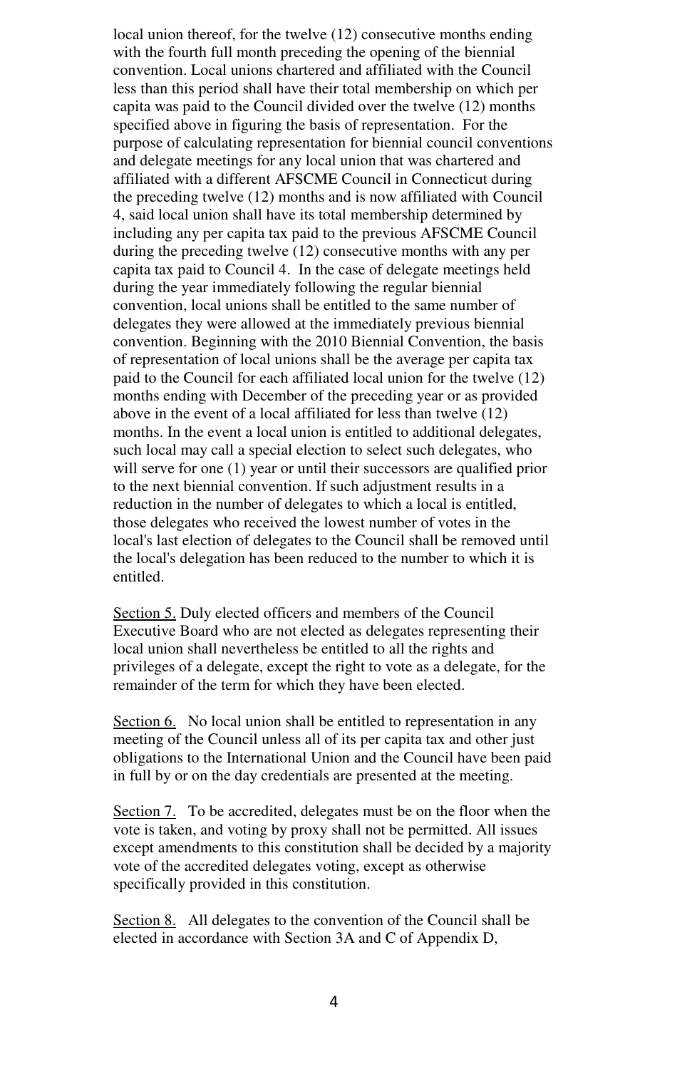local union thereof, for the twelve (12) consecutive months ending with the fourth full month preceding the opening of the biennial convention. Local unions chartered and affiliated with the Council less than this period shall have their total membership on which per capita was paid to the Council divided over the twelve (12) months specified above in figuring the basis of representation. For the purpose of calculating representation for biennial council conventions and delegate meetings for any local union that was chartered and affiliated with a different AFSCME Council in Connecticut during the preceding twelve (12) months and is now affiliated with Council 4, said local union shall have its total membership determined by including any per capita tax paid to the previous AFSCME Council during the preceding twelve (12) consecutive months with any per capita tax paid to Council 4. In the case of delegate meetings held during the year immediately following the regular biennial convention, local unions shall be entitled to the same number of delegates they were allowed at the immediately previous biennial convention. Beginning with the 2010 Biennial Convention, the basis of representation of local unions shall be the average per capita tax paid to the Council for each affiliated local union for the twelve (12) months ending with December of the preceding year or as provided above in the event of a local affiliated for less than twelve (12) months. In the event a local union is entitled to additional delegates, such local may call a special election to select such delegates, who will serve for one (1) year or until their successors are qualified prior to the next biennial convention. If such adjustment results in a reduction in the number of delegates to which a local is entitled, those delegates who received the lowest number of votes in the local's last election of delegates to the Council shall be removed until the local's delegation has been reduced to the number to which it is entitled.

Section 5. Duly elected officers and members of the Council Executive Board who are not elected as delegates representing their local union shall nevertheless be entitled to all the rights and privileges of a delegate, except the right to vote as a delegate, for the remainder of the term for which they have been elected.

Section 6. No local union shall be entitled to representation in any meeting of the Council unless all of its per capita tax and other just obligations to the International Union and the Council have been paid in full by or on the day credentials are presented at the meeting.

Section 7. To be accredited, delegates must be on the floor when the vote is taken, and voting by proxy shall not be permitted. All issues except amendments to this constitution shall be decided by a majority vote of the accredited delegates voting, except as otherwise specifically provided in this constitution.

Section 8. All delegates to the convention of the Council shall be elected in accordance with Section 3A and C of Appendix D,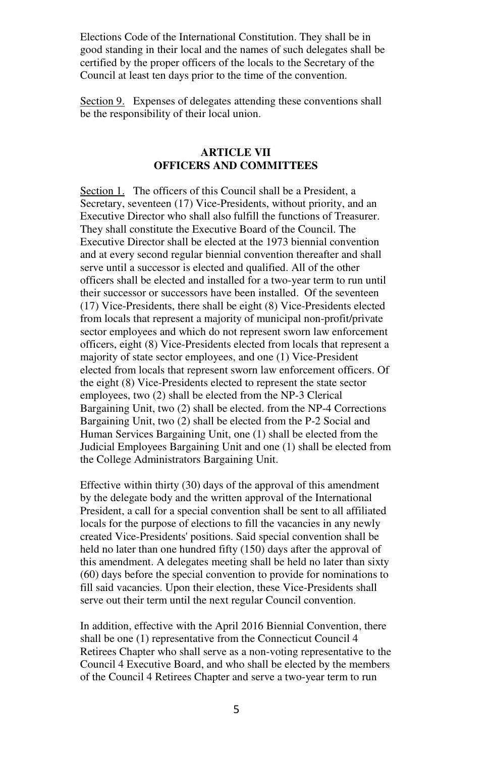Elections Code of the International Constitution. They shall be in good standing in their local and the names of such delegates shall be certified by the proper officers of the locals to the Secretary of the Council at least ten days prior to the time of the convention.

Section 9. Expenses of delegates attending these conventions shall be the responsibility of their local union.

## ARTICLE VII
## OFFICERS AND COMMITTEES

Section 1. The officers of this Council shall be a President, a Secretary, seventeen (17) Vice-Presidents, without priority, and an Executive Director who shall also fulfill the functions of Treasurer. They shall constitute the Executive Board of the Council. The Executive Director shall be elected at the 1973 biennial convention and at every second regular biennial convention thereafter and shall serve until a successor is elected and qualified. All of the other officers shall be elected and installed for a two-year term to run until their successor or successors have been installed. Of the seventeen (17) Vice-Presidents, there shall be eight (8) Vice-Presidents elected from locals that represent a majority of municipal non-profit/private sector employees and which do not represent sworn law enforcement officers, eight (8) Vice-Presidents elected from locals that represent a majority of state sector employees, and one (1) Vice-President elected from locals that represent sworn law enforcement officers. Of the eight (8) Vice-Presidents elected to represent the state sector employees, two (2) shall be elected from the NP-3 Clerical Bargaining Unit, two (2) shall be elected. from the NP-4 Corrections Bargaining Unit, two (2) shall be elected from the P-2 Social and Human Services Bargaining Unit, one (1) shall be elected from the Judicial Employees Bargaining Unit and one (1) shall be elected from the College Administrators Bargaining Unit.

Effective within thirty (30) days of the approval of this amendment by the delegate body and the written approval of the International President, a call for a special convention shall be sent to all affiliated locals for the purpose of elections to fill the vacancies in any newly created Vice-Presidents' positions. Said special convention shall be held no later than one hundred fifty (150) days after the approval of this amendment. A delegates meeting shall be held no later than sixty (60) days before the special convention to provide for nominations to fill said vacancies. Upon their election, these Vice-Presidents shall serve out their term until the next regular Council convention.

In addition, effective with the April 2016 Biennial Convention, there shall be one (1) representative from the Connecticut Council 4 Retirees Chapter who shall serve as a non-voting representative to the Council 4 Executive Board, and who shall be elected by the members of the Council 4 Retirees Chapter and serve a two-year term to run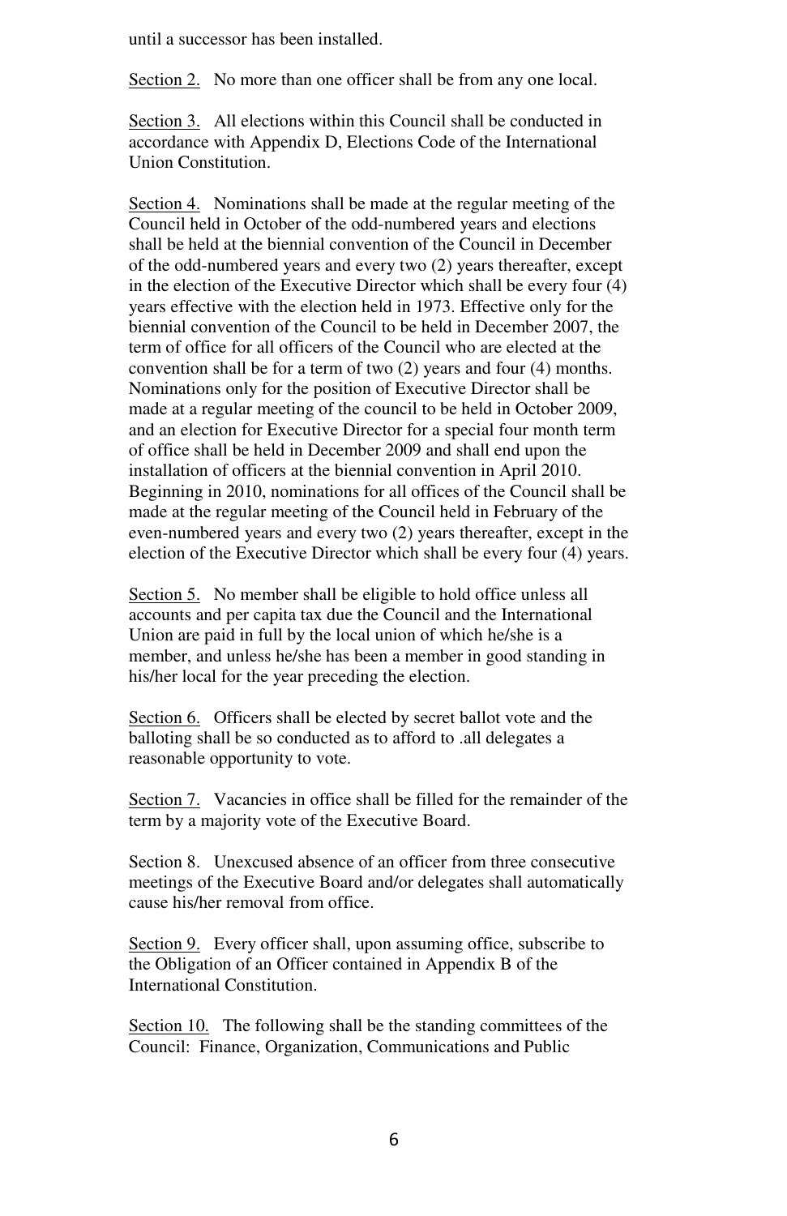until a successor has been installed.

Section 2. No more than one officer shall be from any one local.

Section 3. All elections within this Council shall be conducted in accordance with Appendix D, Elections Code of the International Union Constitution.

Section 4. Nominations shall be made at the regular meeting of the Council held in October of the odd-numbered years and elections shall be held at the biennial convention of the Council in December of the odd-numbered years and every two (2) years thereafter, except in the election of the Executive Director which shall be every four (4) years effective with the election held in 1973. Effective only for the biennial convention of the Council to be held in December 2007, the term of office for all officers of the Council who are elected at the convention shall be for a term of two (2) years and four (4) months. Nominations only for the position of Executive Director shall be made at a regular meeting of the council to be held in October 2009, and an election for Executive Director for a special four month term of office shall be held in December 2009 and shall end upon the installation of officers at the biennial convention in April 2010. Beginning in 2010, nominations for all offices of the Council shall be made at the regular meeting of the Council held in February of the even-numbered years and every two (2) years thereafter, except in the election of the Executive Director which shall be every four (4) years.

Section 5. No member shall be eligible to hold office unless all accounts and per capita tax due the Council and the International Union are paid in full by the local union of which he/she is a member, and unless he/she has been a member in good standing in his/her local for the year preceding the election.

Section 6. Officers shall be elected by secret ballot vote and the balloting shall be so conducted as to afford to .all delegates a reasonable opportunity to vote.

Section 7. Vacancies in office shall be filled for the remainder of the term by a majority vote of the Executive Board.

Section 8. Unexcused absence of an officer from three consecutive meetings of the Executive Board and/or delegates shall automatically cause his/her removal from office.

Section 9. Every officer shall, upon assuming office, subscribe to the Obligation of an Officer contained in Appendix B of the International Constitution.

Section 10. The following shall be the standing committees of the Council: Finance, Organization, Communications and Public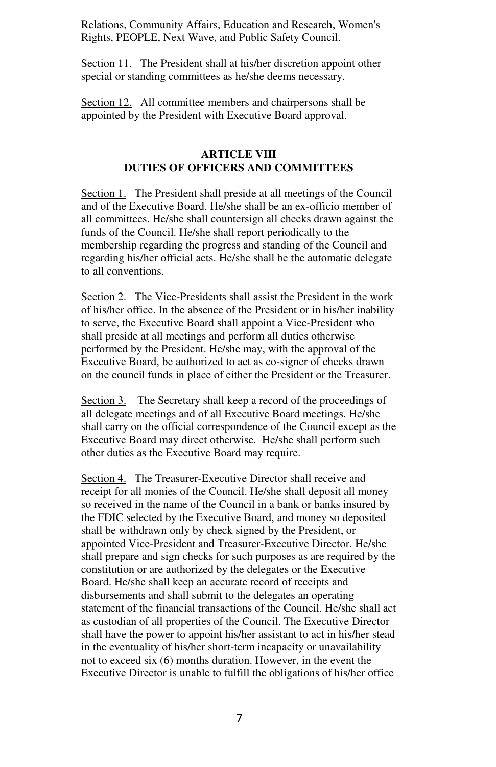Relations, Community Affairs, Education and Research, Women's Rights, PEOPLE, Next Wave, and Public Safety Council.

Section 11. The President shall at his/her discretion appoint other special or standing committees as he/she deems necessary.

Section 12. All committee members and chairpersons shall be appointed by the President with Executive Board approval.

## ARTICLE VIII
## DUTIES OF OFFICERS AND COMMITTEES

Section 1. The President shall preside at all meetings of the Council and of the Executive Board. He/she shall be an ex-officio member of all committees. He/she shall countersign all checks drawn against the funds of the Council. He/she shall report periodically to the membership regarding the progress and standing of the Council and regarding his/her official acts. He/she shall be the automatic delegate to all conventions.

Section 2. The Vice-Presidents shall assist the President in the work of his/her office. In the absence of the President or in his/her inability to serve, the Executive Board shall appoint a Vice-President who shall preside at all meetings and perform all duties otherwise performed by the President. He/she may, with the approval of the Executive Board, be authorized to act as co-signer of checks drawn on the council funds in place of either the President or the Treasurer.

Section 3. The Secretary shall keep a record of the proceedings of all delegate meetings and of all Executive Board meetings. He/she shall carry on the official correspondence of the Council except as the Executive Board may direct otherwise. He/she shall perform such other duties as the Executive Board may require.

Section 4. The Treasurer-Executive Director shall receive and receipt for all monies of the Council. He/she shall deposit all money so received in the name of the Council in a bank or banks insured by the FDIC selected by the Executive Board, and money so deposited shall be withdrawn only by check signed by the President, or appointed Vice-President and Treasurer-Executive Director. He/she shall prepare and sign checks for such purposes as are required by the constitution or are authorized by the delegates or the Executive Board. He/she shall keep an accurate record of receipts and disbursements and shall submit to the delegates an operating statement of the financial transactions of the Council. He/she shall act as custodian of all properties of the Council. The Executive Director shall have the power to appoint his/her assistant to act in his/her stead in the eventuality of his/her short-term incapacity or unavailability not to exceed six (6) months duration. However, in the event the Executive Director is unable to fulfill the obligations of his/her office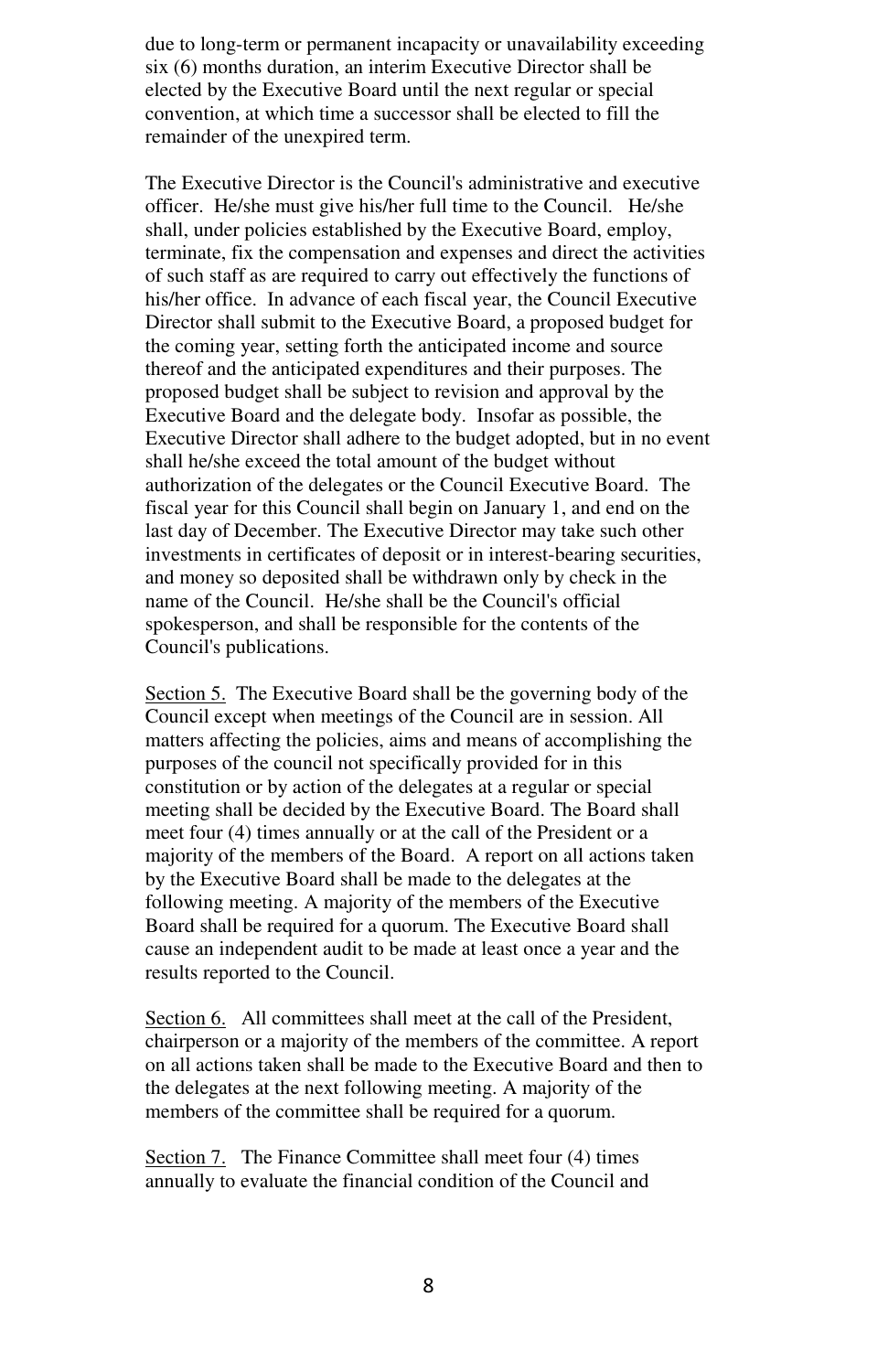due to long-term or permanent incapacity or unavailability exceeding six (6) months duration, an interim Executive Director shall be elected by the Executive Board until the next regular or special convention, at which time a successor shall be elected to fill the remainder of the unexpired term.

The Executive Director is the Council's administrative and executive officer. He/she must give his/her full time to the Council. He/she shall, under policies established by the Executive Board, employ, terminate, fix the compensation and expenses and direct the activities of such staff as are required to carry out effectively the functions of his/her office. In advance of each fiscal year, the Council Executive Director shall submit to the Executive Board, a proposed budget for the coming year, setting forth the anticipated income and source thereof and the anticipated expenditures and their purposes. The proposed budget shall be subject to revision and approval by the Executive Board and the delegate body. Insofar as possible, the Executive Director shall adhere to the budget adopted, but in no event shall he/she exceed the total amount of the budget without authorization of the delegates or the Council Executive Board. The fiscal year for this Council shall begin on January 1, and end on the last day of December. The Executive Director may take such other investments in certificates of deposit or in interest-bearing securities, and money so deposited shall be withdrawn only by check in the name of the Council. He/she shall be the Council's official spokesperson, and shall be responsible for the contents of the Council's publications.

<u>Section 5.</u> The Executive Board shall be the governing body of the Council except when meetings of the Council are in session. All matters affecting the policies, aims and means of accomplishing the purposes of the council not specifically provided for in this constitution or by action of the delegates at a regular or special meeting shall be decided by the Executive Board. The Board shall meet four (4) times annually or at the call of the President or a majority of the members of the Board. A report on all actions taken by the Executive Board shall be made to the delegates at the following meeting. A majority of the members of the Executive Board shall be required for a quorum. The Executive Board shall cause an independent audit to be made at least once a year and the results reported to the Council.

<u>Section 6.</u> All committees shall meet at the call of the President, chairperson or a majority of the members of the committee. A report on all actions taken shall be made to the Executive Board and then to the delegates at the next following meeting. A majority of the members of the committee shall be required for a quorum.

<u>Section 7.</u> The Finance Committee shall meet four (4) times annually to evaluate the financial condition of the Council and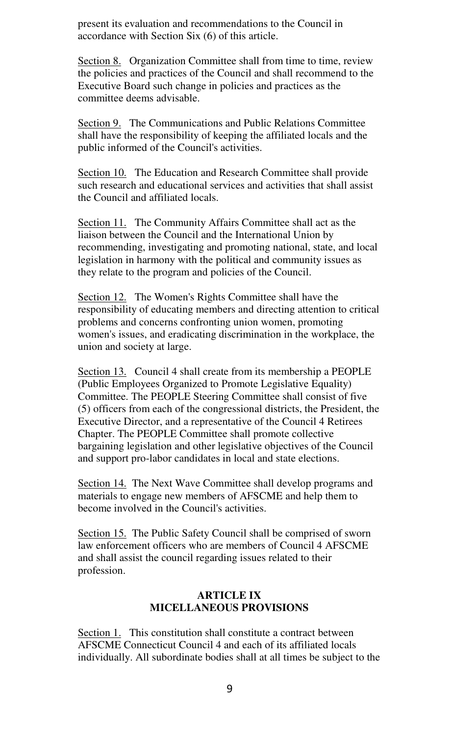present its evaluation and recommendations to the Council in accordance with Section Six (6) of this article.

Section 8. Organization Committee shall from time to time, review the policies and practices of the Council and shall recommend to the Executive Board such change in policies and practices as the committee deems advisable.

Section 9. The Communications and Public Relations Committee shall have the responsibility of keeping the affiliated locals and the public informed of the Council's activities.

Section 10. The Education and Research Committee shall provide such research and educational services and activities that shall assist the Council and affiliated locals.

Section 11. The Community Affairs Committee shall act as the liaison between the Council and the International Union by recommending, investigating and promoting national, state, and local legislation in harmony with the political and community issues as they relate to the program and policies of the Council.

Section 12. The Women's Rights Committee shall have the responsibility of educating members and directing attention to critical problems and concerns confronting union women, promoting women's issues, and eradicating discrimination in the workplace, the union and society at large.

Section 13. Council 4 shall create from its membership a PEOPLE (Public Employees Organized to Promote Legislative Equality) Committee. The PEOPLE Steering Committee shall consist of five (5) officers from each of the congressional districts, the President, the Executive Director, and a representative of the Council 4 Retirees Chapter. The PEOPLE Committee shall promote collective bargaining legislation and other legislative objectives of the Council and support pro-labor candidates in local and state elections.

Section 14. The Next Wave Committee shall develop programs and materials to engage new members of AFSCME and help them to become involved in the Council's activities.

Section 15. The Public Safety Council shall be comprised of sworn law enforcement officers who are members of Council 4 AFSCME and shall assist the council regarding issues related to their profession.

## ARTICLE IX
## MICELLANEOUS PROVISIONS

Section 1. This constitution shall constitute a contract between AFSCME Connecticut Council 4 and each of its affiliated locals individually. All subordinate bodies shall at all times be subject to the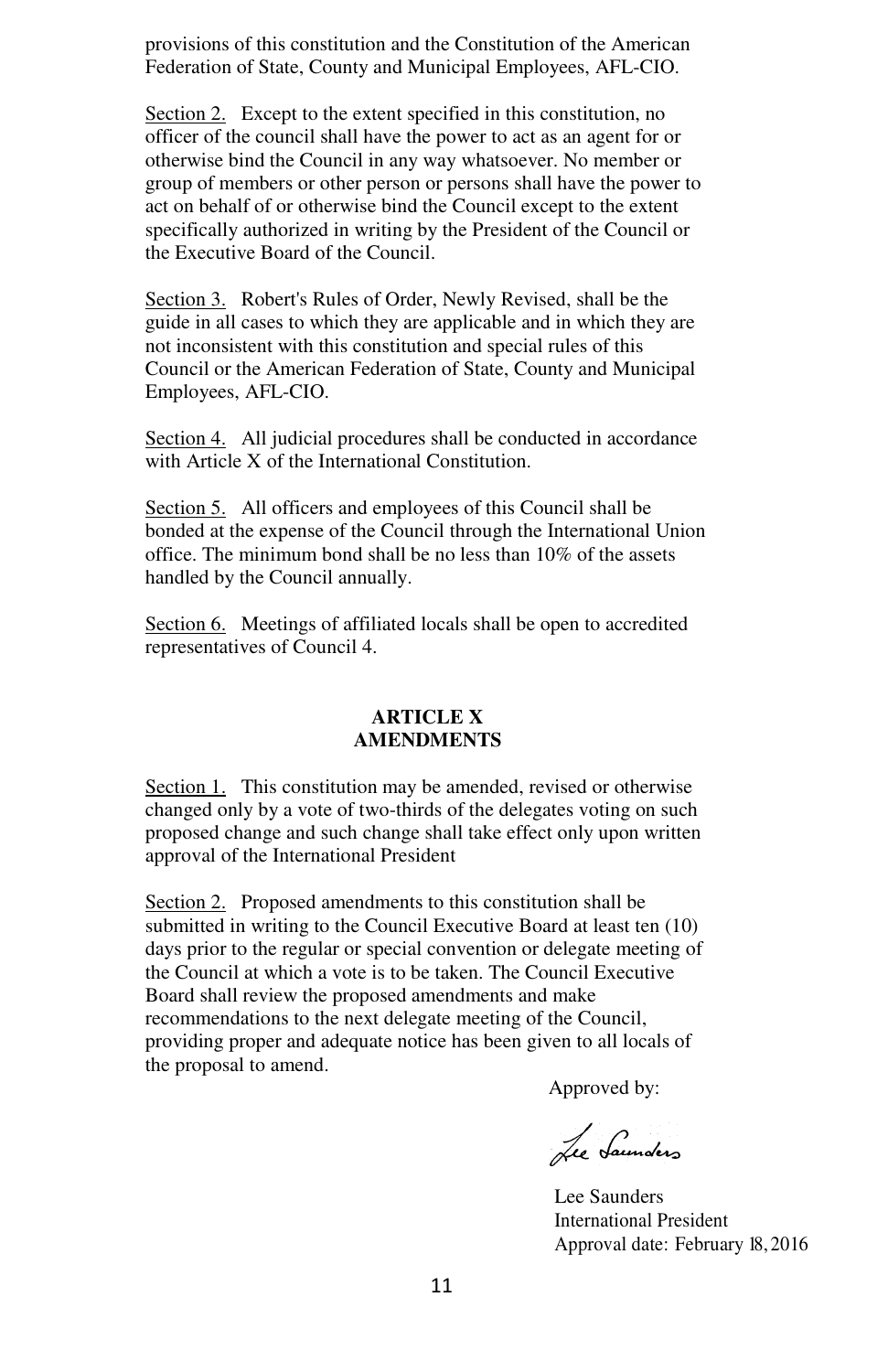provisions of this constitution and the Constitution of the American Federation of State, County and Municipal Employees, AFL-CIO.

Section 2. Except to the extent specified in this constitution, no officer of the council shall have the power to act as an agent for or otherwise bind the Council in any way whatsoever. No member or group of members or other person or persons shall have the power to act on behalf of or otherwise bind the Council except to the extent specifically authorized in writing by the President of the Council or the Executive Board of the Council.

Section 3. Robert's Rules of Order, Newly Revised, shall be the guide in all cases to which they are applicable and in which they are not inconsistent with this constitution and special rules of this Council or the American Federation of State, County and Municipal Employees, AFL-CIO.

Section 4. All judicial procedures shall be conducted in accordance with Article X of the International Constitution.

Section 5. All officers and employees of this Council shall be bonded at the expense of the Council through the International Union office. The minimum bond shall be no less than 10% of the assets handled by the Council annually.

Section 6. Meetings of affiliated locals shall be open to accredited representatives of Council 4.

## ARTICLE X
## AMENDMENTS

Section 1. This constitution may be amended, revised or otherwise changed only by a vote of two-thirds of the delegates voting on such proposed change and such change shall take effect only upon written approval of the International President

Section 2. Proposed amendments to this constitution shall be submitted in writing to the Council Executive Board at least ten (10) days prior to the regular or special convention or delegate meeting of the Council at which a vote is to be taken. The Council Executive Board shall review the proposed amendments and make recommendations to the next delegate meeting of the Council, providing proper and adequate notice has been given to all locals of the proposal to amend.

Approved by:

Lee Saunders

Lee Saunders
International President
Approval date: February 18, 2016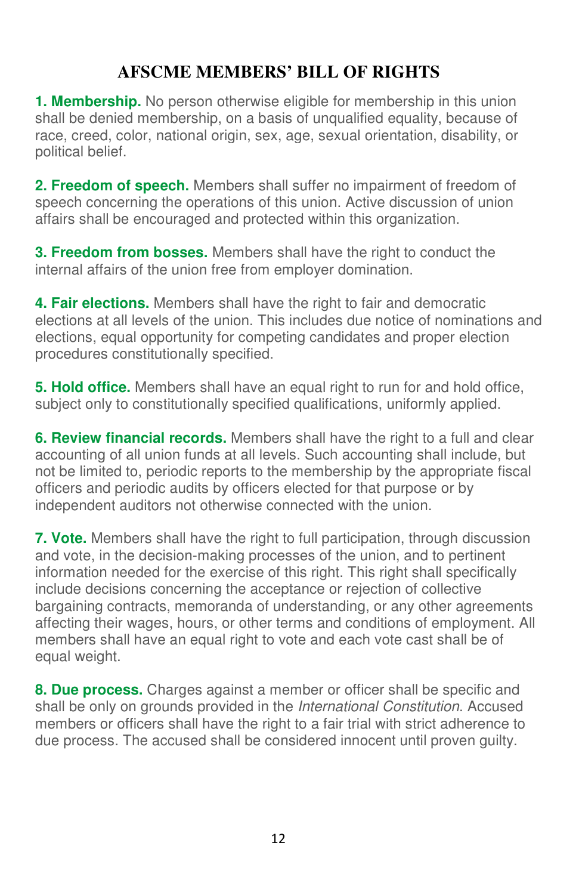# AFSCME MEMBERS' BILL OF RIGHTS

**1. Membership.** No person otherwise eligible for membership in this union shall be denied membership, on a basis of unqualified equality, because of race, creed, color, national origin, sex, age, sexual orientation, disability, or political belief.

**2. Freedom of speech.** Members shall suffer no impairment of freedom of speech concerning the operations of this union. Active discussion of union affairs shall be encouraged and protected within this organization.

**3. Freedom from bosses.** Members shall have the right to conduct the internal affairs of the union free from employer domination.

**4. Fair elections.** Members shall have the right to fair and democratic elections at all levels of the union. This includes due notice of nominations and elections, equal opportunity for competing candidates and proper election procedures constitutionally specified.

**5. Hold office.** Members shall have an equal right to run for and hold office, subject only to constitutionally specified qualifications, uniformly applied.

**6. Review financial records.** Members shall have the right to a full and clear accounting of all union funds at all levels. Such accounting shall include, but not be limited to, periodic reports to the membership by the appropriate fiscal officers and periodic audits by officers elected for that purpose or by independent auditors not otherwise connected with the union.

**7. Vote.** Members shall have the right to full participation, through discussion and vote, in the decision-making processes of the union, and to pertinent information needed for the exercise of this right. This right shall specifically include decisions concerning the acceptance or rejection of collective bargaining contracts, memoranda of understanding, or any other agreements affecting their wages, hours, or other terms and conditions of employment. All members shall have an equal right to vote and each vote cast shall be of equal weight.

**8. Due process.** Charges against a member or officer shall be specific and shall be only on grounds provided in the *International Constitution*. Accused members or officers shall have the right to a fair trial with strict adherence to due process. The accused shall be considered innocent until proven guilty.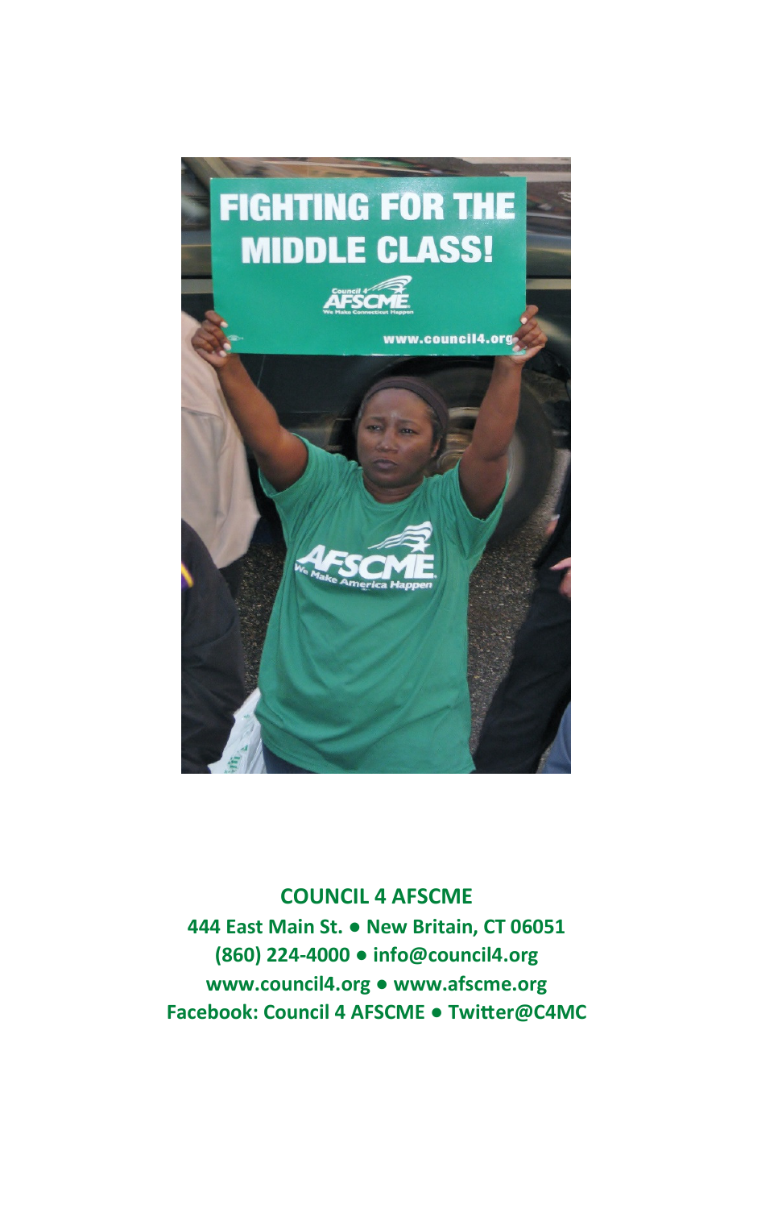**COUNCIL 4 AFSCME**

**444 East Main St. ● New Britain, CT 06051**

**(860) 224-4000 ● info@council4.org**

**www.council4.org ● www.afscme.org**

**Facebook: Council 4 AFSCME ● Twitter@C4MC**